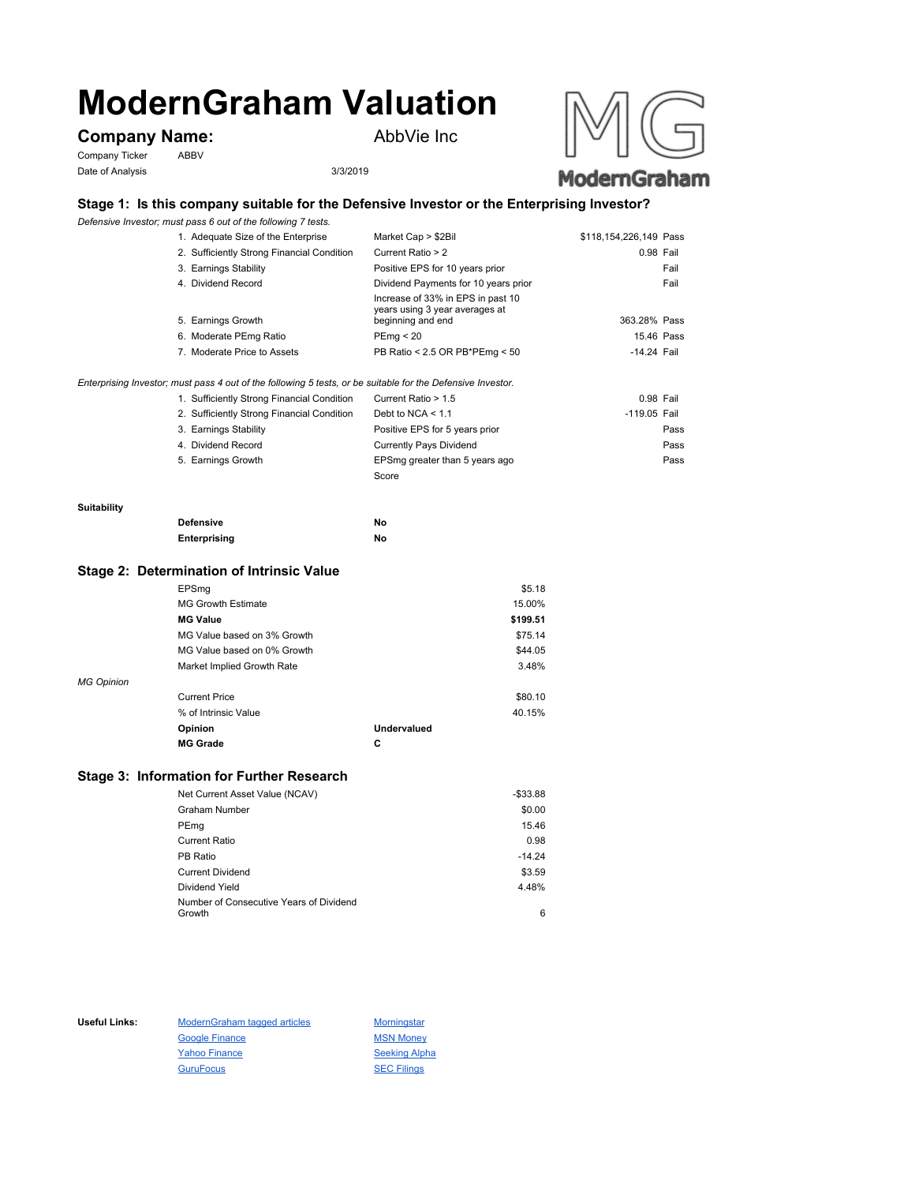# ModernGraham Valuation

## Company Name: AbbVie Inc

Company Ticker ABBV

Date of Analysis 3/3/2019

### Stage 1: Is this company suitable for the Defensive Investor or the Enterprising Investor?

*Defensive Investor; must pass 6 out of the following 7 tests.*

| Test | Criterion | Value | Result |
|---|---|---|---|
| 1. Adequate Size of the Enterprise | Market Cap > $2Bil | $118,154,226,149 | Pass |
| 2. Sufficiently Strong Financial Condition | Current Ratio > 2 | 0.98 | Fail |
| 3. Earnings Stability | Positive EPS for 10 years prior | | Fail |
| 4. Dividend Record | Dividend Payments for 10 years prior | | Fail |
| 5. Earnings Growth | Increase of 33% in EPS in past 10 years using 3 year averages at beginning and end | 363.28% | Pass |
| 6. Moderate PEmg Ratio | PEmg < 20 | 15.46 | Pass |
| 7. Moderate Price to Assets | PB Ratio < 2.5 OR PB*PEmg < 50 | -14.24 | Fail |

*Enterprising Investor; must pass 4 out of the following 5 tests, or be suitable for the Defensive Investor.*

| Test | Criterion | Value | Result |
|---|---|---|---|
| 1. Sufficiently Strong Financial Condition | Current Ratio > 1.5 | 0.98 | Fail |
| 2. Sufficiently Strong Financial Condition | Debt to NCA < 1.1 | -119.05 | Fail |
| 3. Earnings Stability | Positive EPS for 5 years prior | | Pass |
| 4. Dividend Record | Currently Pays Dividend | | Pass |
| 5. Earnings Growth | EPSmg greater than 5 years ago | | Pass |
| | Score | | |

**Suitability**

| | |
|---|---|
| **Defensive** | **No** |
| **Enterprising** | **No** |

### Stage 2: Determination of Intrinsic Value

| | |
|---|---|
| EPSmg | $5.18 |
| MG Growth Estimate | 15.00% |
| **MG Value** | **$199.51** |
| MG Value based on 3% Growth | $75.14 |
| MG Value based on 0% Growth | $44.05 |
| Market Implied Growth Rate | 3.48% |

*MG Opinion*

| | |
|---|---|
| Current Price | $80.10 |
| % of Intrinsic Value | 40.15% |
| **Opinion** | **Undervalued** |
| **MG Grade** | **C** |

### Stage 3: Information for Further Research

| | |
|---|---|
| Net Current Asset Value (NCAV) | -$33.88 |
| Graham Number | $0.00 |
| PEmg | 15.46 |
| Current Ratio | 0.98 |
| PB Ratio | -14.24 |
| Current Dividend | $3.59 |
| Dividend Yield | 4.48% |
| Number of Consecutive Years of Dividend Growth | 6 |

**Useful Links:**

- ModernGraham tagged articles
- Google Finance
- Yahoo Finance
- GuruFocus
- Morningstar
- MSN Money
- Seeking Alpha
- SEC Filings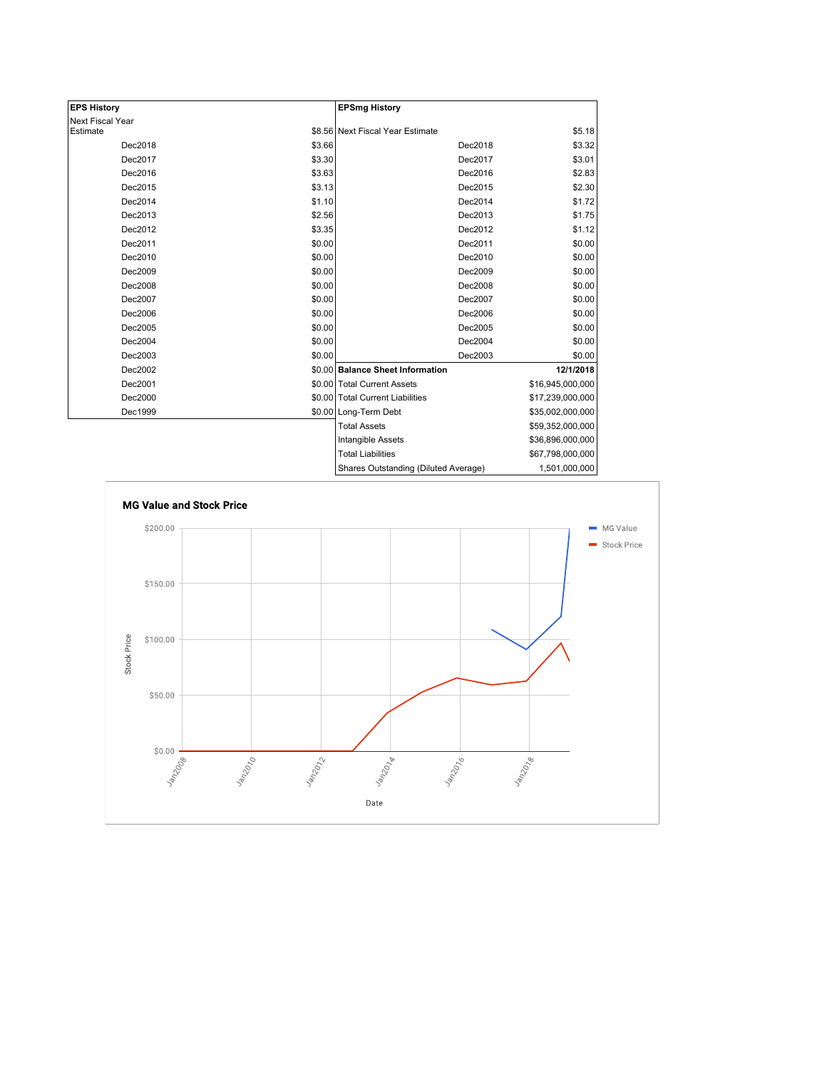| EPS History | |
|---|---|
| Next Fiscal Year Estimate | $8.56 |
| Dec2018 | $3.66 |
| Dec2017 | $3.30 |
| Dec2016 | $3.63 |
| Dec2015 | $3.13 |
| Dec2014 | $1.10 |
| Dec2013 | $2.56 |
| Dec2012 | $3.35 |
| Dec2011 | $0.00 |
| Dec2010 | $0.00 |
| Dec2009 | $0.00 |
| Dec2008 | $0.00 |
| Dec2007 | $0.00 |
| Dec2006 | $0.00 |
| Dec2005 | $0.00 |
| Dec2004 | $0.00 |
| Dec2003 | $0.00 |
| Dec2002 | $0.00 |
| Dec2001 | $0.00 |
| Dec2000 | $0.00 |
| Dec1999 | $0.00 |

| EPSmg History | |
|---|---|
| Next Fiscal Year Estimate | $5.18 |
| Dec2018 | $3.32 |
| Dec2017 | $3.01 |
| Dec2016 | $2.83 |
| Dec2015 | $2.30 |
| Dec2014 | $1.72 |
| Dec2013 | $1.75 |
| Dec2012 | $1.12 |
| Dec2011 | $0.00 |
| Dec2010 | $0.00 |
| Dec2009 | $0.00 |
| Dec2008 | $0.00 |
| Dec2007 | $0.00 |
| Dec2006 | $0.00 |
| Dec2005 | $0.00 |
| Dec2004 | $0.00 |
| Dec2003 | $0.00 |

| Balance Sheet Information | 12/1/2018 |
|---|---|
| Total Current Assets | $16,945,000,000 |
| Total Current Liabilities | $17,239,000,000 |
| Long-Term Debt | $35,002,000,000 |
| Total Assets | $59,352,000,000 |
| Intangible Assets | $36,896,000,000 |
| Total Liabilities | $67,798,000,000 |
| Shares Outstanding (Diluted Average) | 1,501,000,000 |

**MG Value and Stock Price**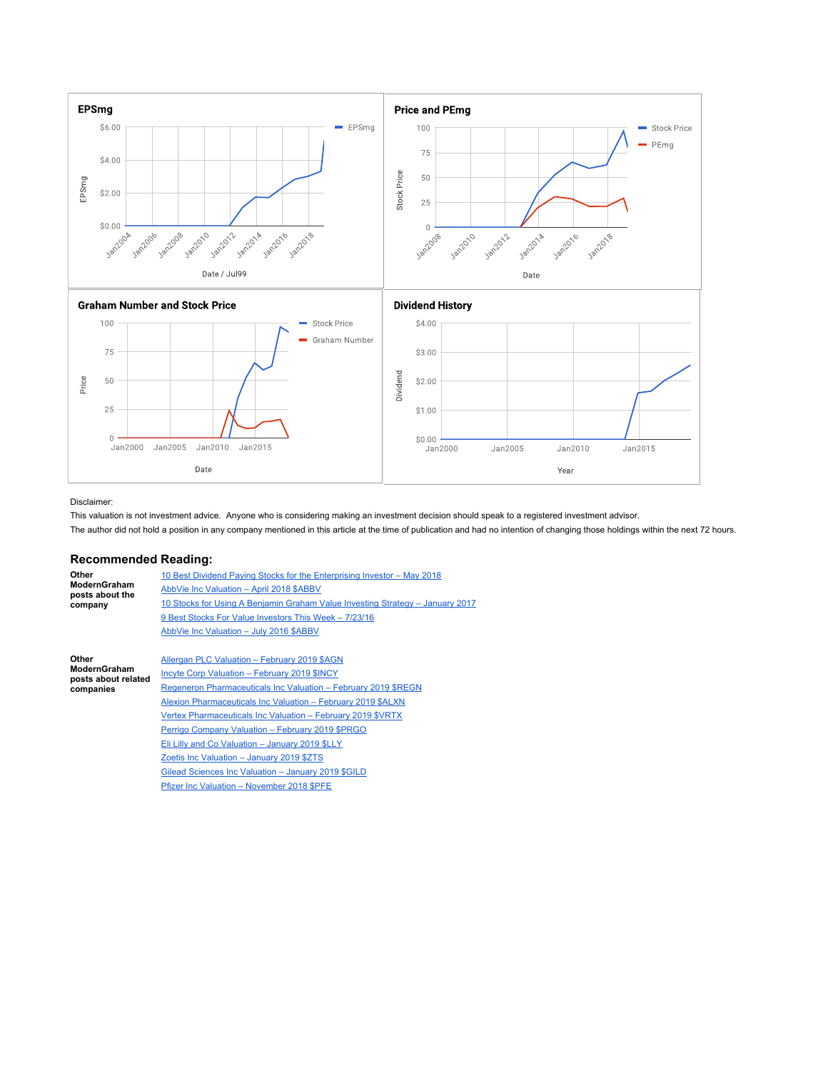**EPSmg**

$6.00
$4.00
$2.00
$0.00

EPSmg

Jan2004 Jan2006 Jan2008 Jan2010 Jan2012 Jan2014 Jan2016 Jan2018

Date / Jul99

**Price and PEmg**

100
75
50
25
0

Stock Price
PEmg

Jan2008 Jan2010 Jan2012 Jan2014 Jan2016 Jan2018

Date

**Graham Number and Stock Price**

100
75
50
25
0

Stock Price
Graham Number

Jan2000 Jan2005 Jan2010 Jan2015

Date

**Dividend History**

$4.00
$3.00
$2.00
$1.00
$0.00

Dividend

Jan2000 Jan2005 Jan2010 Jan2015

Year

Disclaimer:

This valuation is not investment advice. Anyone who is considering making an investment decision should speak to a registered investment advisor.

The author did not hold a position in any company mentioned in this article at the time of publication and had no intention of changing those holdings within the next 72 hours.

## Recommended Reading:

| | |
|---|---|
| **Other ModernGraham posts about the company** | [10 Best Dividend Paying Stocks for the Enterprising Investor – May 2018]<br>[AbbVie Inc Valuation – April 2018 $ABBV]<br>[10 Stocks for Using A Benjamin Graham Value Investing Strategy – January 2017]<br>[9 Best Stocks For Value Investors This Week – 7/23/16]<br>[AbbVie Inc Valuation – July 2016 $ABBV] |
| **Other ModernGraham posts about related companies** | [Allergan PLC Valuation – February 2019 $AGN]<br>[Incyte Corp Valuation – February 2019 $INCY]<br>[Regeneron Pharmaceuticals Inc Valuation – February 2019 $REGN]<br>[Alexion Pharmaceuticals Inc Valuation – February 2019 $ALXN]<br>[Vertex Pharmaceuticals Inc Valuation – February 2019 $VRTX]<br>[Perrigo Company Valuation – February 2019 $PRGO]<br>[Eli Lilly and Co Valuation – January 2019 $LLY]<br>[Zoetis Inc Valuation – January 2019 $ZTS]<br>[Gilead Sciences Inc Valuation – January 2019 $GILD]<br>[Pfizer Inc Valuation – November 2018 $PFE] |